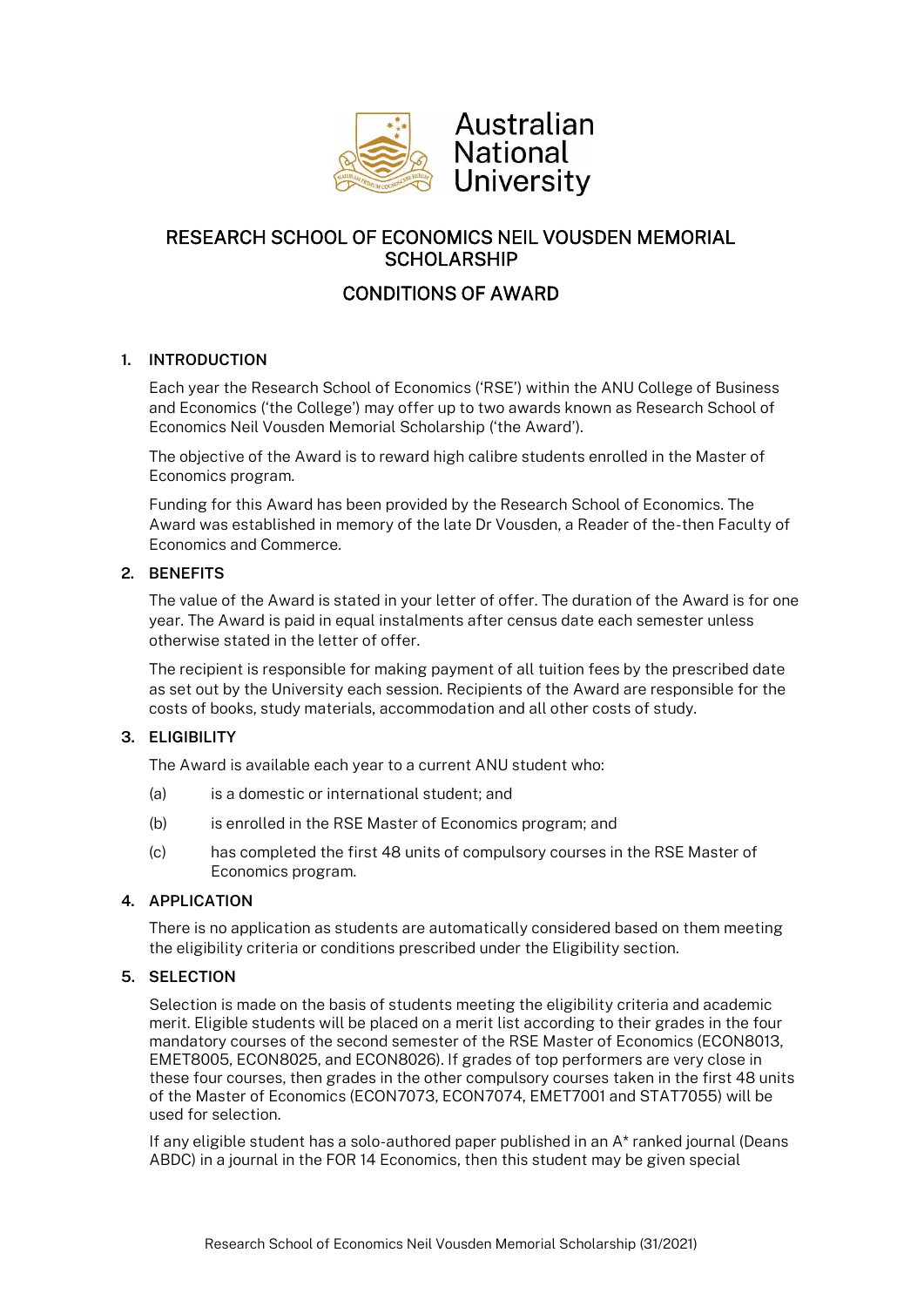# RESEARCH SCHOOL OF ECONOMICS NEIL VOUSDEN MEMORIAL SCHOLARSHIP

## CONDITIONS OF AWARD

### 1. INTRODUCTION

Each year the Research School of Economics ('RSE') within the ANU College of Business and Economics ('the College') may offer up to two awards known as Research School of Economics Neil Vousden Memorial Scholarship ('the Award').

The objective of the Award is to reward high calibre students enrolled in the Master of Economics program.

Funding for this Award has been provided by the Research School of Economics. The Award was established in memory of the late Dr Vousden, a Reader of the-then Faculty of Economics and Commerce.

### 2. BENEFITS

The value of the Award is stated in your letter of offer. The duration of the Award is for one year. The Award is paid in equal instalments after census date each semester unless otherwise stated in the letter of offer.

The recipient is responsible for making payment of all tuition fees by the prescribed date as set out by the University each session. Recipients of the Award are responsible for the costs of books, study materials, accommodation and all other costs of study.

### 3. ELIGIBILITY

The Award is available each year to a current ANU student who:

(a) is a domestic or international student; and

(b) is enrolled in the RSE Master of Economics program; and

(c) has completed the first 48 units of compulsory courses in the RSE Master of Economics program.

### 4. APPLICATION

There is no application as students are automatically considered based on them meeting the eligibility criteria or conditions prescribed under the Eligibility section.

### 5. SELECTION

Selection is made on the basis of students meeting the eligibility criteria and academic merit. Eligible students will be placed on a merit list according to their grades in the four mandatory courses of the second semester of the RSE Master of Economics (ECON8013, EMET8005, ECON8025, and ECON8026). If grades of top performers are very close in these four courses, then grades in the other compulsory courses taken in the first 48 units of the Master of Economics (ECON7073, ECON7074, EMET7001 and STAT7055) will be used for selection.

If any eligible student has a solo-authored paper published in an A* ranked journal (Deans ABDC) in a journal in the FOR 14 Economics, then this student may be given special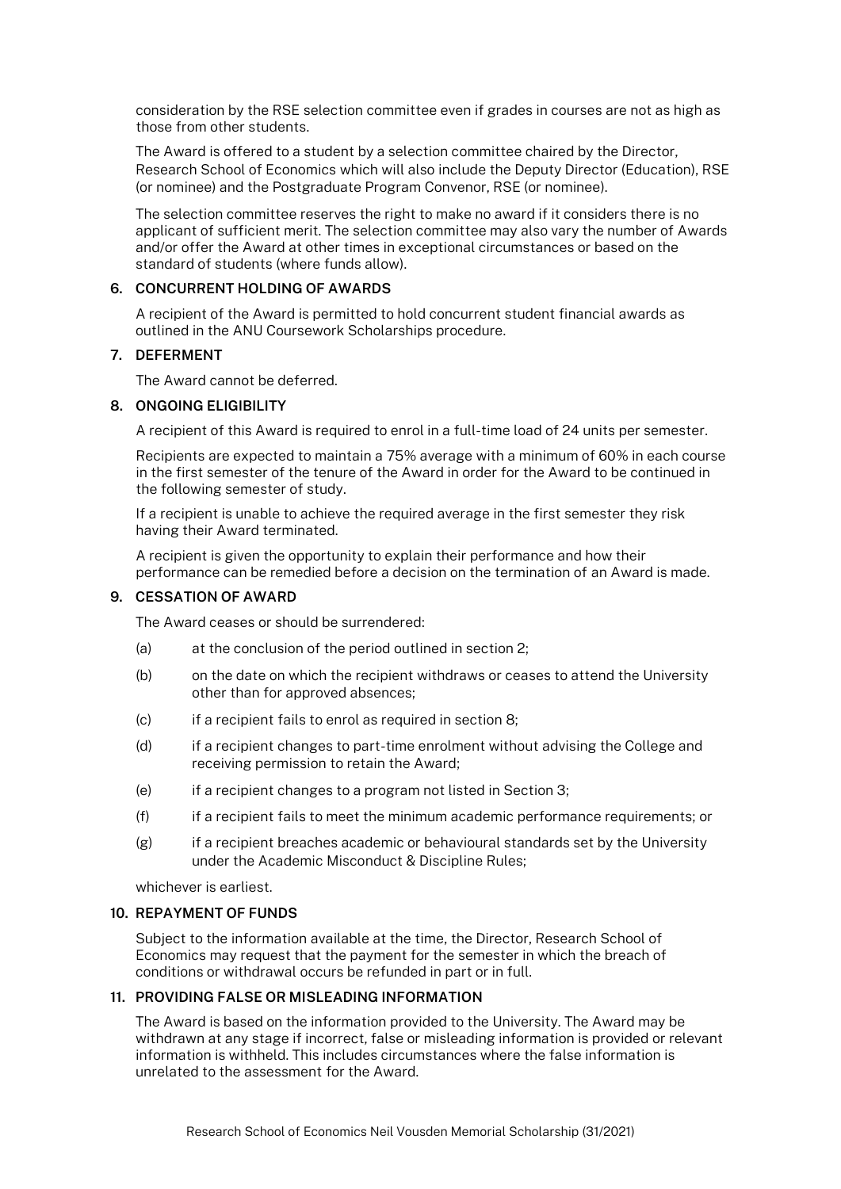consideration by the RSE selection committee even if grades in courses are not as high as those from other students.

The Award is offered to a student by a selection committee chaired by the Director, Research School of Economics which will also include the Deputy Director (Education), RSE (or nominee) and the Postgraduate Program Convenor, RSE (or nominee).

The selection committee reserves the right to make no award if it considers there is no applicant of sufficient merit. The selection committee may also vary the number of Awards and/or offer the Award at other times in exceptional circumstances or based on the standard of students (where funds allow).

## 6. CONCURRENT HOLDING OF AWARDS

A recipient of the Award is permitted to hold concurrent student financial awards as outlined in the ANU Coursework Scholarships procedure.

## 7. DEFERMENT

The Award cannot be deferred.

## 8. ONGOING ELIGIBILITY

A recipient of this Award is required to enrol in a full-time load of 24 units per semester.

Recipients are expected to maintain a 75% average with a minimum of 60% in each course in the first semester of the tenure of the Award in order for the Award to be continued in the following semester of study.

If a recipient is unable to achieve the required average in the first semester they risk having their Award terminated.

A recipient is given the opportunity to explain their performance and how their performance can be remedied before a decision on the termination of an Award is made.

## 9. CESSATION OF AWARD

The Award ceases or should be surrendered:

- (a) at the conclusion of the period outlined in section 2;
- (b) on the date on which the recipient withdraws or ceases to attend the University other than for approved absences;
- (c) if a recipient fails to enrol as required in section 8;
- (d) if a recipient changes to part-time enrolment without advising the College and receiving permission to retain the Award;
- (e) if a recipient changes to a program not listed in Section 3;
- (f) if a recipient fails to meet the minimum academic performance requirements; or
- (g) if a recipient breaches academic or behavioural standards set by the University under the Academic Misconduct & Discipline Rules;

whichever is earliest.

## 10. REPAYMENT OF FUNDS

Subject to the information available at the time, the Director, Research School of Economics may request that the payment for the semester in which the breach of conditions or withdrawal occurs be refunded in part or in full.

## 11. PROVIDING FALSE OR MISLEADING INFORMATION

The Award is based on the information provided to the University. The Award may be withdrawn at any stage if incorrect, false or misleading information is provided or relevant information is withheld. This includes circumstances where the false information is unrelated to the assessment for the Award.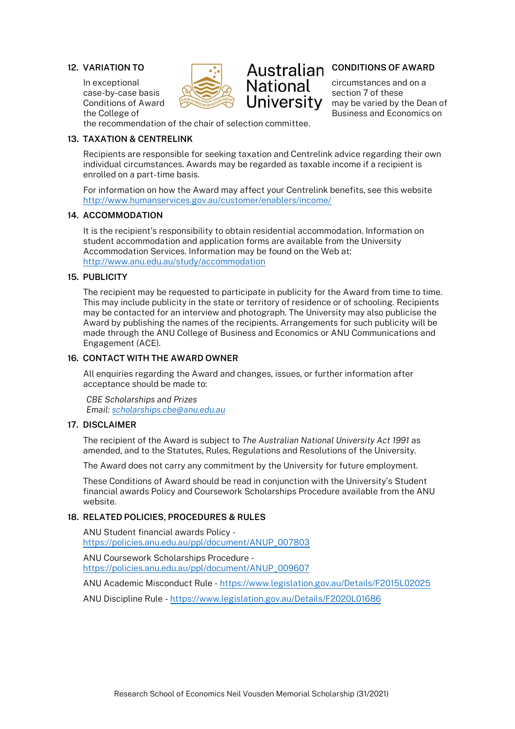## 12. VARIATION TO CONDITIONS OF AWARD

In exceptional circumstances and on a case-by-case basis section 7 of these Conditions of Award may be varied by the Dean of the College of Business and Economics on the recommendation of the chair of selection committee.

## 13. TAXATION & CENTRELINK

Recipients are responsible for seeking taxation and Centrelink advice regarding their own individual circumstances. Awards may be regarded as taxable income if a recipient is enrolled on a part-time basis.

For information on how the Award may affect your Centrelink benefits, see this website http://www.humanservices.gov.au/customer/enablers/income/

## 14. ACCOMMODATION

It is the recipient's responsibility to obtain residential accommodation. Information on student accommodation and application forms are available from the University Accommodation Services. Information may be found on the Web at: http://www.anu.edu.au/study/accommodation

## 15. PUBLICITY

The recipient may be requested to participate in publicity for the Award from time to time. This may include publicity in the state or territory of residence or of schooling. Recipients may be contacted for an interview and photograph. The University may also publicise the Award by publishing the names of the recipients. Arrangements for such publicity will be made through the ANU College of Business and Economics or ANU Communications and Engagement (ACE).

## 16. CONTACT WITH THE AWARD OWNER

All enquiries regarding the Award and changes, issues, or further information after acceptance should be made to:

*CBE Scholarships and Prizes*
*Email: scholarships.cbe@anu.edu.au*

## 17. DISCLAIMER

The recipient of the Award is subject to *The Australian National University Act 1991* as amended, and to the Statutes, Rules, Regulations and Resolutions of the University.

The Award does not carry any commitment by the University for future employment.

These Conditions of Award should be read in conjunction with the University's Student financial awards Policy and Coursework Scholarships Procedure available from the ANU website.

## 18. RELATED POLICIES, PROCEDURES & RULES

ANU Student financial awards Policy - https://policies.anu.edu.au/ppl/document/ANUP_007803

ANU Coursework Scholarships Procedure - https://policies.anu.edu.au/ppl/document/ANUP_009607

ANU Academic Misconduct Rule - https://www.legislation.gov.au/Details/F2015L02025

ANU Discipline Rule - https://www.legislation.gov.au/Details/F2020L01686